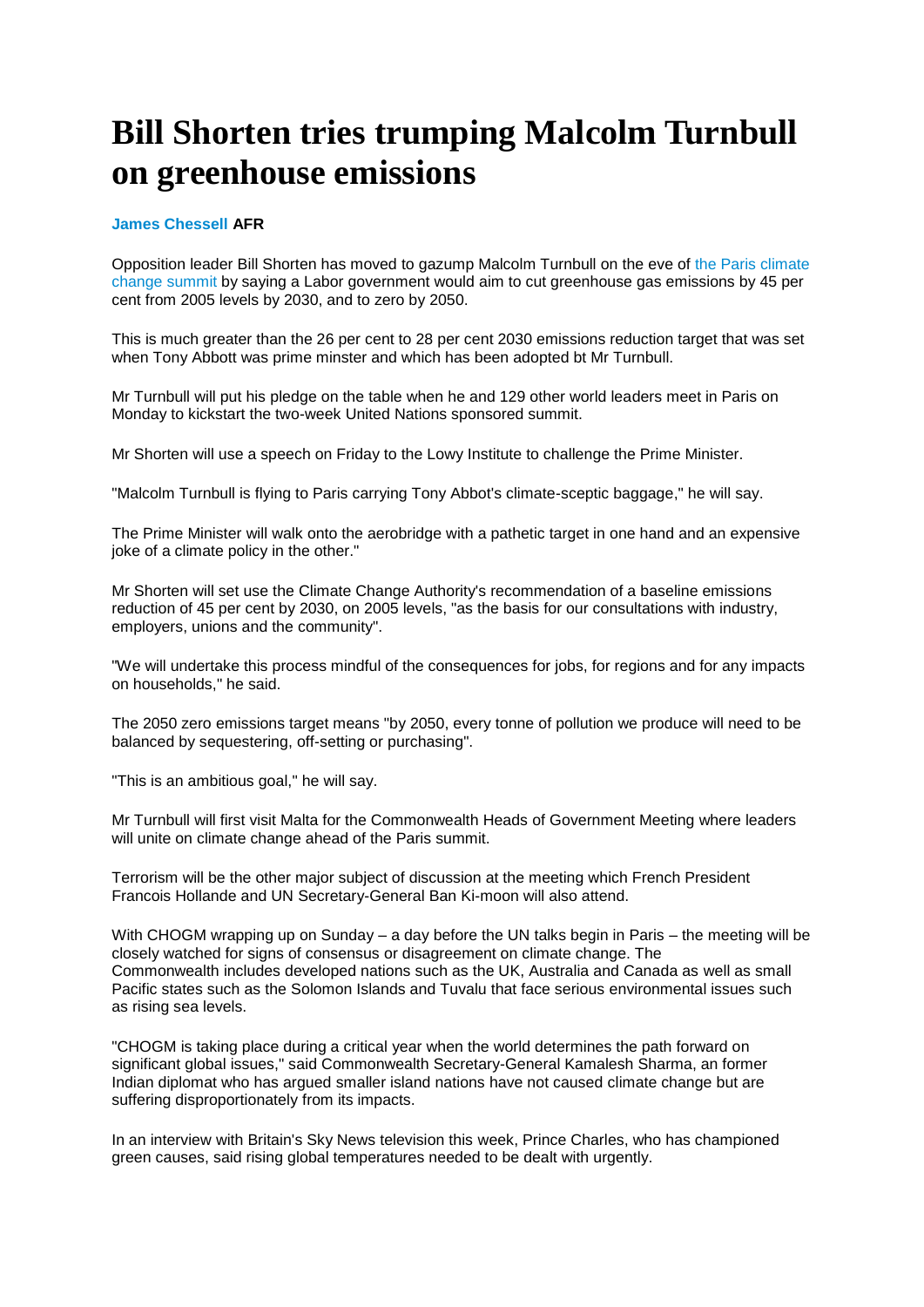# Bill Shorten tries trumping Malcolm Turnbull on greenhouse emissions

**James Chessell AFR**

Opposition leader Bill Shorten has moved to gazump Malcolm Turnbull on the eve of the Paris climate change summit by saying a Labor government would aim to cut greenhouse gas emissions by 45 per cent from 2005 levels by 2030, and to zero by 2050.

This is much greater than the 26 per cent to 28 per cent 2030 emissions reduction target that was set when Tony Abbott was prime minster and which has been adopted bt Mr Turnbull.

Mr Turnbull will put his pledge on the table when he and 129 other world leaders meet in Paris on Monday to kickstart the two-week United Nations sponsored summit.

Mr Shorten will use a speech on Friday to the Lowy Institute to challenge the Prime Minister.

"Malcolm Turnbull is flying to Paris carrying Tony Abbot's climate-sceptic baggage," he will say.

The Prime Minister will walk onto the aerobridge with a pathetic target in one hand and an expensive joke of a climate policy in the other."

Mr Shorten will set use the Climate Change Authority's recommendation of a baseline emissions reduction of 45 per cent by 2030, on 2005 levels, "as the basis for our consultations with industry, employers, unions and the community".

"We will undertake this process mindful of the consequences for jobs, for regions and for any impacts on households," he said.

The 2050 zero emissions target means "by 2050, every tonne of pollution we produce will need to be balanced by sequestering, off-setting or purchasing".

"This is an ambitious goal," he will say.

Mr Turnbull will first visit Malta for the Commonwealth Heads of Government Meeting where leaders will unite on climate change ahead of the Paris summit.

Terrorism will be the other major subject of discussion at the meeting which French President Francois Hollande and UN Secretary-General Ban Ki-moon will also attend.

With CHOGM wrapping up on Sunday – a day before the UN talks begin in Paris – the meeting will be closely watched for signs of consensus or disagreement on climate change. The Commonwealth includes developed nations such as the UK, Australia and Canada as well as small Pacific states such as the Solomon Islands and Tuvalu that face serious environmental issues such as rising sea levels.

"CHOGM is taking place during a critical year when the world determines the path forward on significant global issues," said Commonwealth Secretary-General Kamalesh Sharma, an former Indian diplomat who has argued smaller island nations have not caused climate change but are suffering disproportionately from its impacts.

In an interview with Britain's Sky News television this week, Prince Charles, who has championed green causes, said rising global temperatures needed to be dealt with urgently.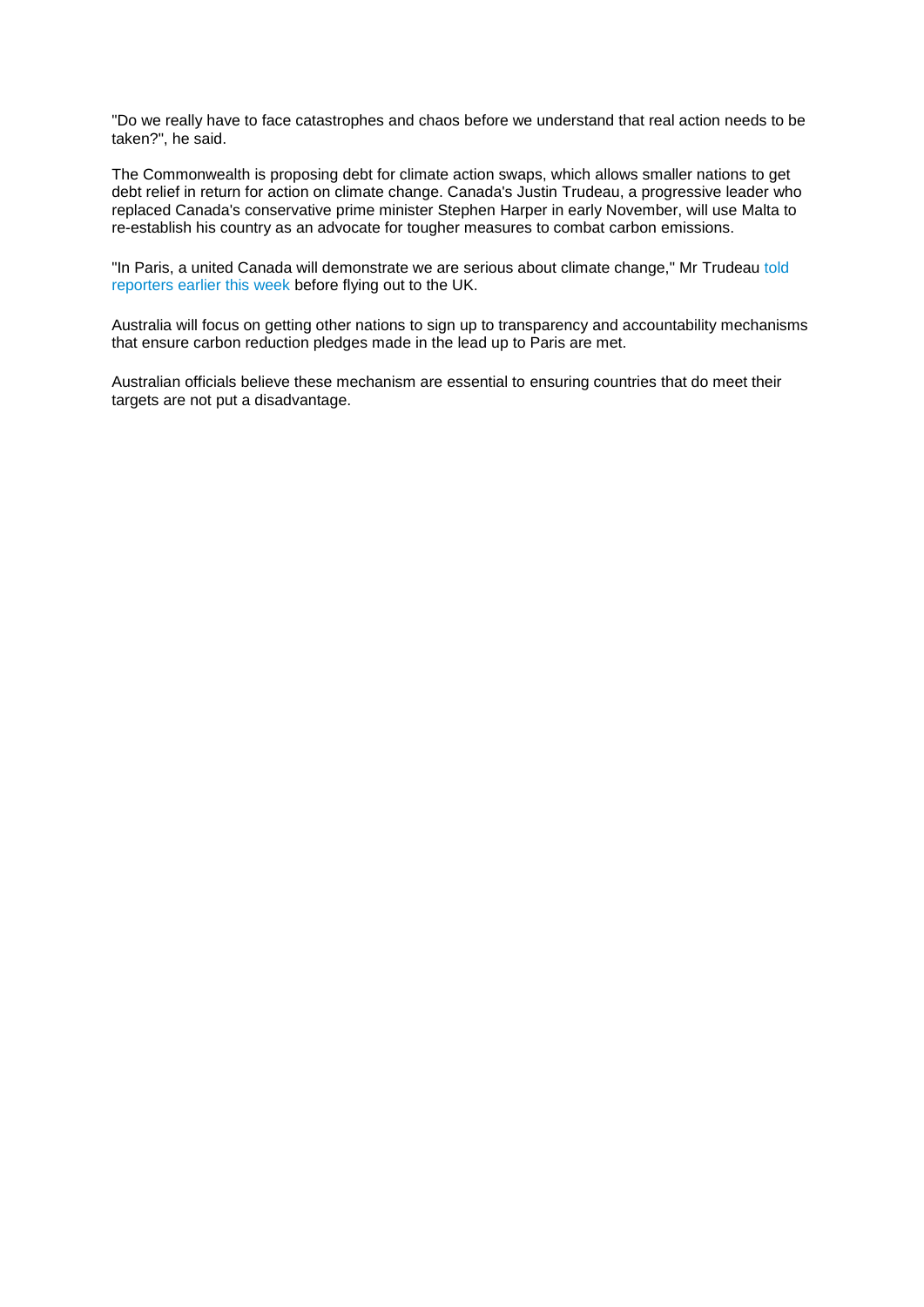"Do we really have to face catastrophes and chaos before we understand that real action needs to be taken?", he said.

The Commonwealth is proposing debt for climate action swaps, which allows smaller nations to get debt relief in return for action on climate change. Canada's Justin Trudeau, a progressive leader who replaced Canada's conservative prime minister Stephen Harper in early November, will use Malta to re-establish his country as an advocate for tougher measures to combat carbon emissions.

"In Paris, a united Canada will demonstrate we are serious about climate change," Mr Trudeau told reporters earlier this week before flying out to the UK.

Australia will focus on getting other nations to sign up to transparency and accountability mechanisms that ensure carbon reduction pledges made in the lead up to Paris are met.

Australian officials believe these mechanism are essential to ensuring countries that do meet their targets are not put a disadvantage.